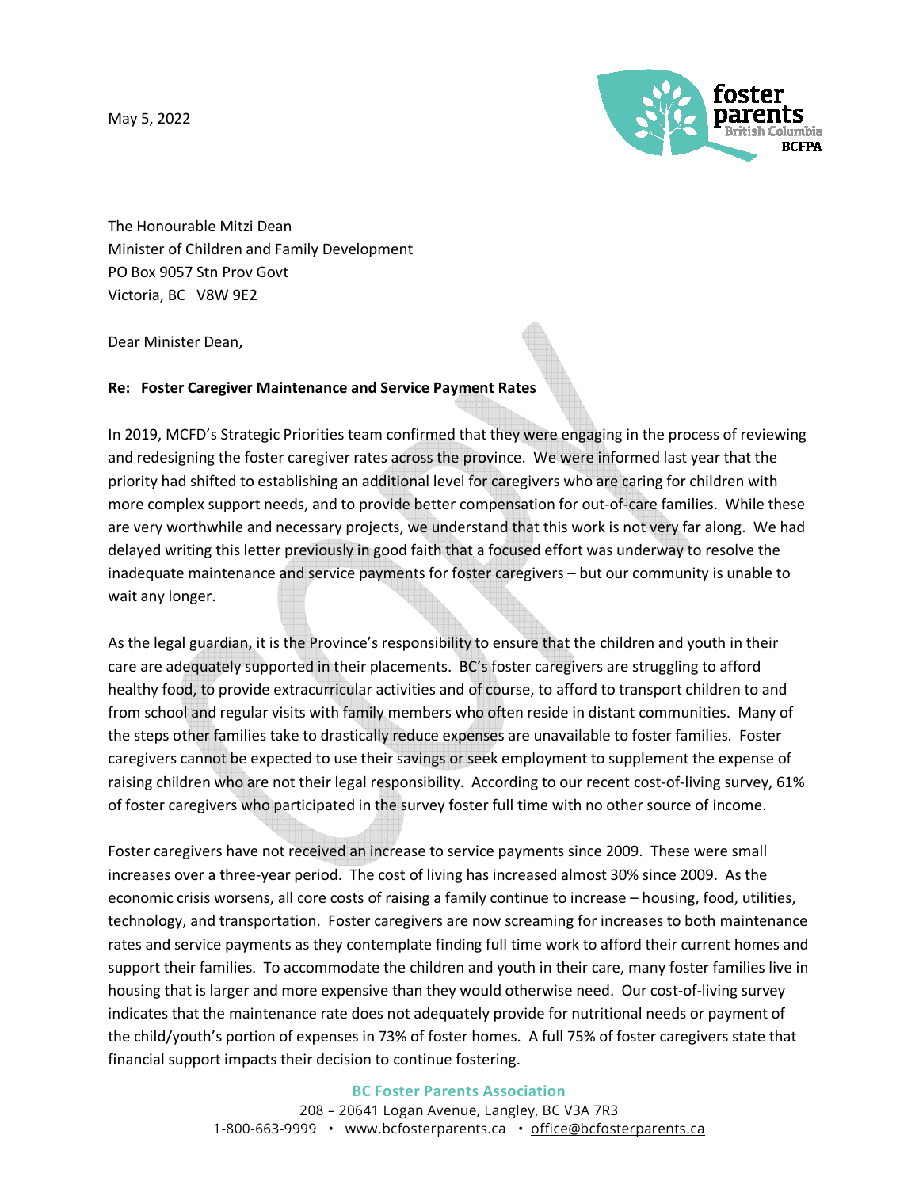May 5, 2022

The Honourable Mitzi Dean
Minister of Children and Family Development
PO Box 9057 Stn Prov Govt
Victoria, BC V8W 9E2

Dear Minister Dean,

**Re: Foster Caregiver Maintenance and Service Payment Rates**

In 2019, MCFD's Strategic Priorities team confirmed that they were engaging in the process of reviewing and redesigning the foster caregiver rates across the province. We were informed last year that the priority had shifted to establishing an additional level for caregivers who are caring for children with more complex support needs, and to provide better compensation for out-of-care families. While these are very worthwhile and necessary projects, we understand that this work is not very far along. We had delayed writing this letter previously in good faith that a focused effort was underway to resolve the inadequate maintenance and service payments for foster caregivers – but our community is unable to wait any longer.

As the legal guardian, it is the Province's responsibility to ensure that the children and youth in their care are adequately supported in their placements. BC's foster caregivers are struggling to afford healthy food, to provide extracurricular activities and of course, to afford to transport children to and from school and regular visits with family members who often reside in distant communities. Many of the steps other families take to drastically reduce expenses are unavailable to foster families. Foster caregivers cannot be expected to use their savings or seek employment to supplement the expense of raising children who are not their legal responsibility. According to our recent cost-of-living survey, 61% of foster caregivers who participated in the survey foster full time with no other source of income.

Foster caregivers have not received an increase to service payments since 2009. These were small increases over a three-year period. The cost of living has increased almost 30% since 2009. As the economic crisis worsens, all core costs of raising a family continue to increase – housing, food, utilities, technology, and transportation. Foster caregivers are now screaming for increases to both maintenance rates and service payments as they contemplate finding full time work to afford their current homes and support their families. To accommodate the children and youth in their care, many foster families live in housing that is larger and more expensive than they would otherwise need. Our cost-of-living survey indicates that the maintenance rate does not adequately provide for nutritional needs or payment of the child/youth's portion of expenses in 73% of foster homes. A full 75% of foster caregivers state that financial support impacts their decision to continue fostering.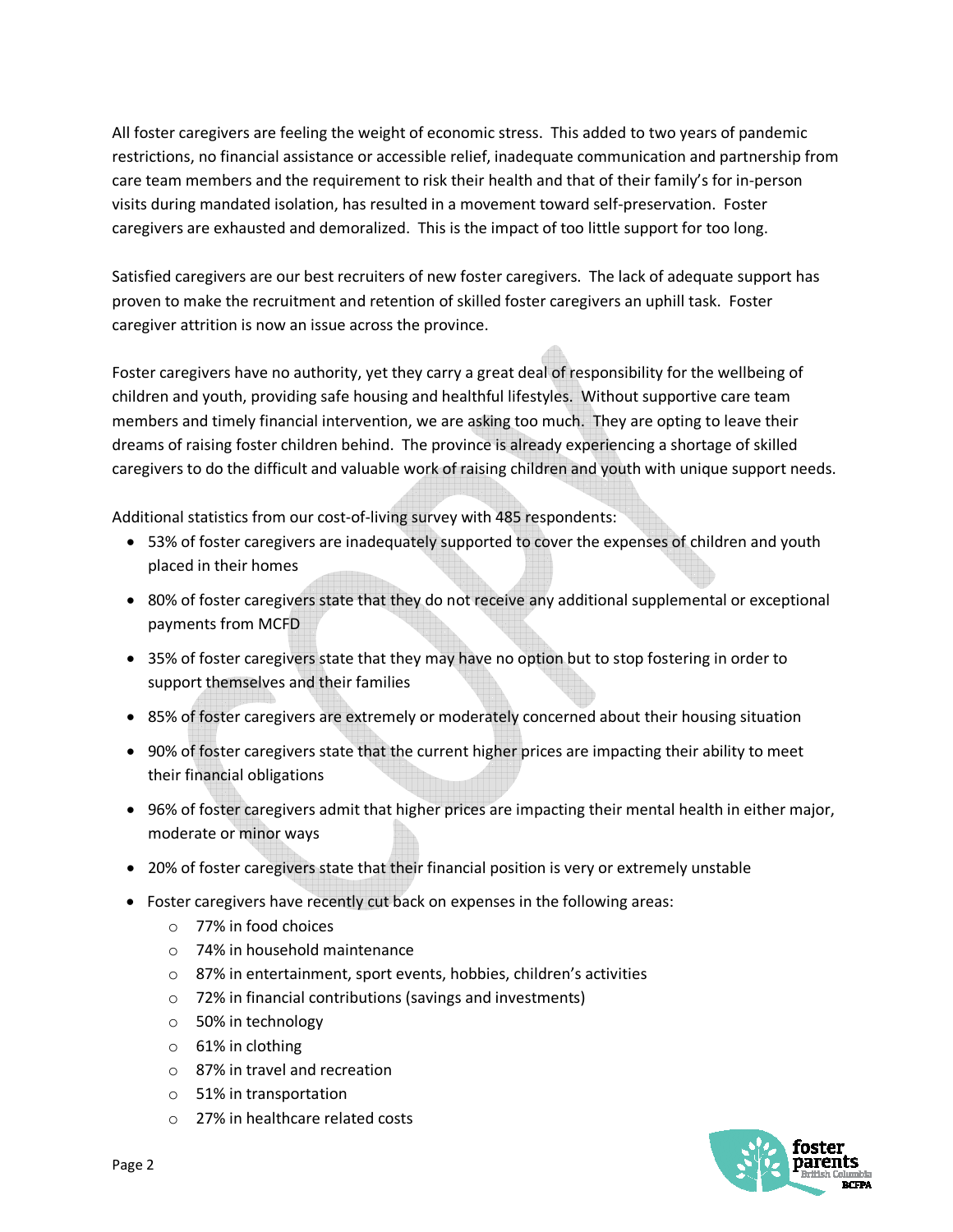All foster caregivers are feeling the weight of economic stress. This added to two years of pandemic restrictions, no financial assistance or accessible relief, inadequate communication and partnership from care team members and the requirement to risk their health and that of their family's for in-person visits during mandated isolation, has resulted in a movement toward self-preservation. Foster caregivers are exhausted and demoralized. This is the impact of too little support for too long.

Satisfied caregivers are our best recruiters of new foster caregivers. The lack of adequate support has proven to make the recruitment and retention of skilled foster caregivers an uphill task. Foster caregiver attrition is now an issue across the province.

Foster caregivers have no authority, yet they carry a great deal of responsibility for the wellbeing of children and youth, providing safe housing and healthful lifestyles. Without supportive care team members and timely financial intervention, we are asking too much. They are opting to leave their dreams of raising foster children behind. The province is already experiencing a shortage of skilled caregivers to do the difficult and valuable work of raising children and youth with unique support needs.

Additional statistics from our cost-of-living survey with 485 respondents:

- 53% of foster caregivers are inadequately supported to cover the expenses of children and youth placed in their homes
- 80% of foster caregivers state that they do not receive any additional supplemental or exceptional payments from MCFD
- 35% of foster caregivers state that they may have no option but to stop fostering in order to support themselves and their families
- 85% of foster caregivers are extremely or moderately concerned about their housing situation
- 90% of foster caregivers state that the current higher prices are impacting their ability to meet their financial obligations
- 96% of foster caregivers admit that higher prices are impacting their mental health in either major, moderate or minor ways
- 20% of foster caregivers state that their financial position is very or extremely unstable
- Foster caregivers have recently cut back on expenses in the following areas:
  - 77% in food choices
  - 74% in household maintenance
  - 87% in entertainment, sport events, hobbies, children's activities
  - 72% in financial contributions (savings and investments)
  - 50% in technology
  - 61% in clothing
  - 87% in travel and recreation
  - 51% in transportation
  - 27% in healthcare related costs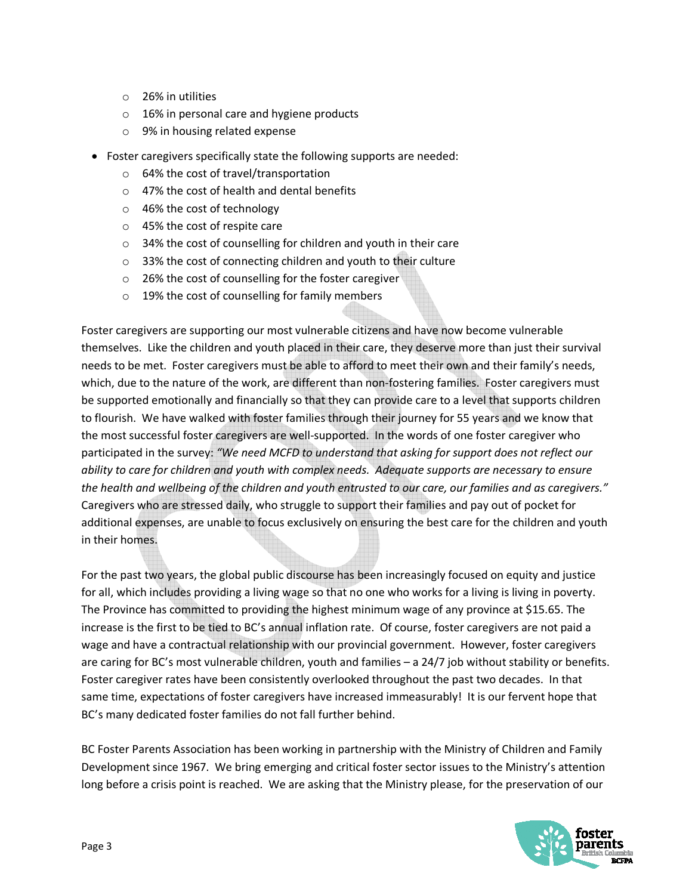- 26% in utilities
  - 16% in personal care and hygiene products
  - 9% in housing related expense

- Foster caregivers specifically state the following supports are needed:
  - 64% the cost of travel/transportation
  - 47% the cost of health and dental benefits
  - 46% the cost of technology
  - 45% the cost of respite care
  - 34% the cost of counselling for children and youth in their care
  - 33% the cost of connecting children and youth to their culture
  - 26% the cost of counselling for the foster caregiver
  - 19% the cost of counselling for family members

Foster caregivers are supporting our most vulnerable citizens and have now become vulnerable themselves. Like the children and youth placed in their care, they deserve more than just their survival needs to be met. Foster caregivers must be able to afford to meet their own and their family's needs, which, due to the nature of the work, are different than non-fostering families. Foster caregivers must be supported emotionally and financially so that they can provide care to a level that supports children to flourish. We have walked with foster families through their journey for 55 years and we know that the most successful foster caregivers are well-supported. In the words of one foster caregiver who participated in the survey: *"We need MCFD to understand that asking for support does not reflect our ability to care for children and youth with complex needs. Adequate supports are necessary to ensure the health and wellbeing of the children and youth entrusted to our care, our families and as caregivers."* Caregivers who are stressed daily, who struggle to support their families and pay out of pocket for additional expenses, are unable to focus exclusively on ensuring the best care for the children and youth in their homes.

For the past two years, the global public discourse has been increasingly focused on equity and justice for all, which includes providing a living wage so that no one who works for a living is living in poverty. The Province has committed to providing the highest minimum wage of any province at $15.65. The increase is the first to be tied to BC's annual inflation rate. Of course, foster caregivers are not paid a wage and have a contractual relationship with our provincial government. However, foster caregivers are caring for BC's most vulnerable children, youth and families – a 24/7 job without stability or benefits. Foster caregiver rates have been consistently overlooked throughout the past two decades. In that same time, expectations of foster caregivers have increased immeasurably! It is our fervent hope that BC's many dedicated foster families do not fall further behind.

BC Foster Parents Association has been working in partnership with the Ministry of Children and Family Development since 1967. We bring emerging and critical foster sector issues to the Ministry's attention long before a crisis point is reached. We are asking that the Ministry please, for the preservation of our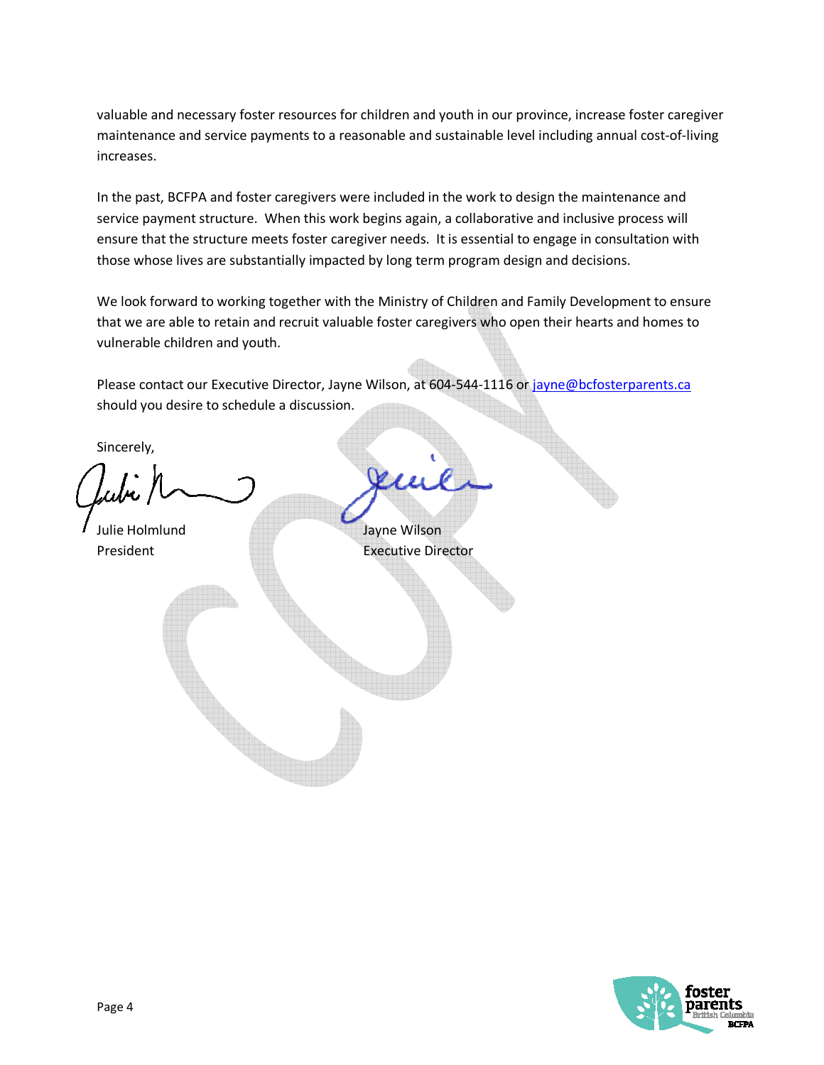valuable and necessary foster resources for children and youth in our province, increase foster caregiver maintenance and service payments to a reasonable and sustainable level including annual cost-of-living increases.

In the past, BCFPA and foster caregivers were included in the work to design the maintenance and service payment structure. When this work begins again, a collaborative and inclusive process will ensure that the structure meets foster caregiver needs. It is essential to engage in consultation with those whose lives are substantially impacted by long term program design and decisions.

We look forward to working together with the Ministry of Children and Family Development to ensure that we are able to retain and recruit valuable foster caregivers who open their hearts and homes to vulnerable children and youth.

Please contact our Executive Director, Jayne Wilson, at 604-544-1116 or [jayne@bcfosterparents.ca](mailto:jayne@bcfosterparents.ca) should you desire to schedule a discussion.

Sincerely,

Julie Holmlund
President

Jayne Wilson
Executive Director